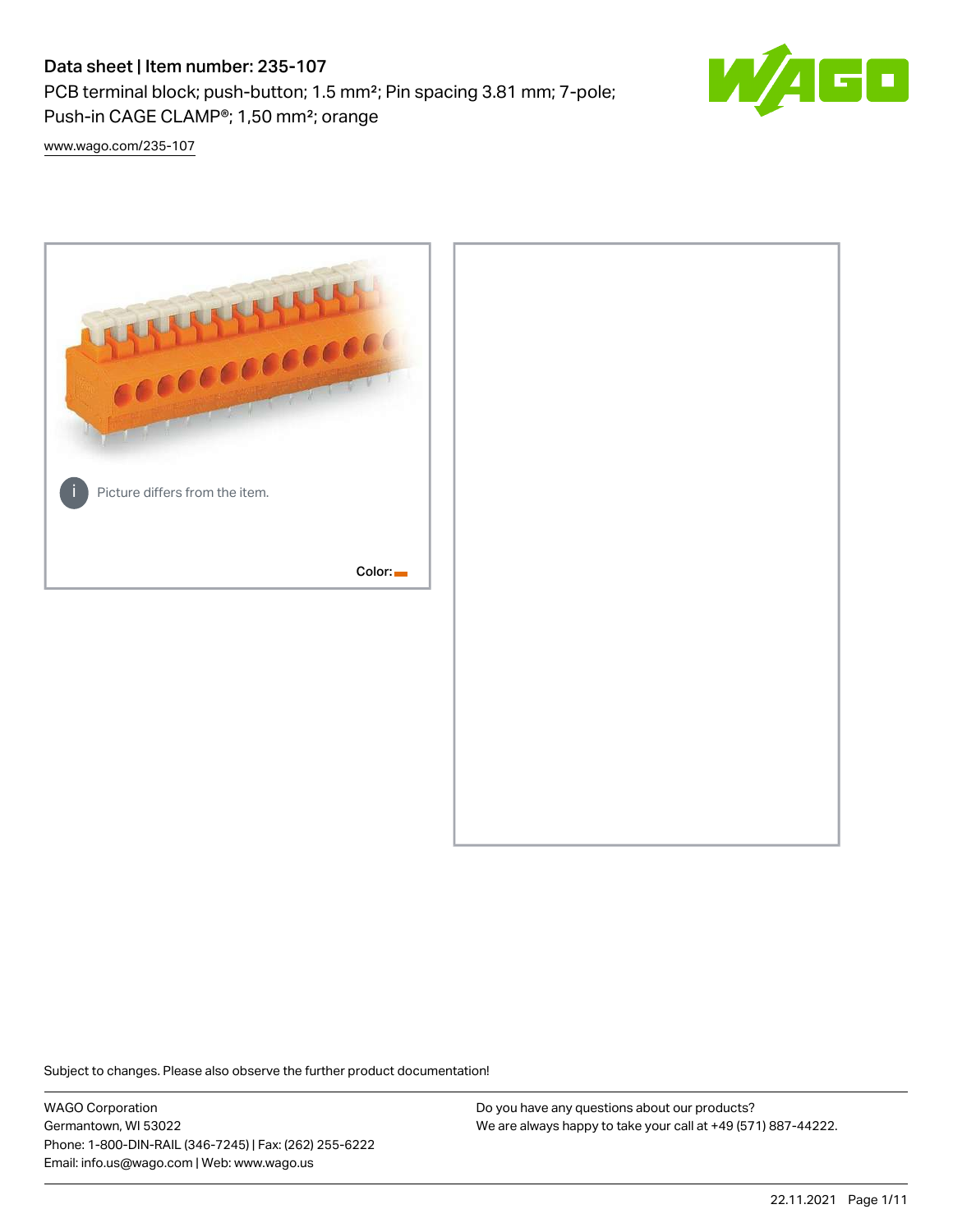# Data sheet | Item number: 235-107

PCB terminal block; push-button; 1.5 mm²; Pin spacing 3.81 mm; 7-pole; Push-in CAGE CLAMP®; 1,50 mm²; orange

www.wago.com/235-107

Picture differs from the item.

Color:

Subject to changes. Please also observe the further product documentation!

WAGO Corporation
Germantown, WI 53022
Phone: 1-800-DIN-RAIL (346-7245) | Fax: (262) 255-6222
Email: info.us@wago.com | Web: www.wago.us

Do you have any questions about our products?
We are always happy to take your call at +49 (571) 887-44222.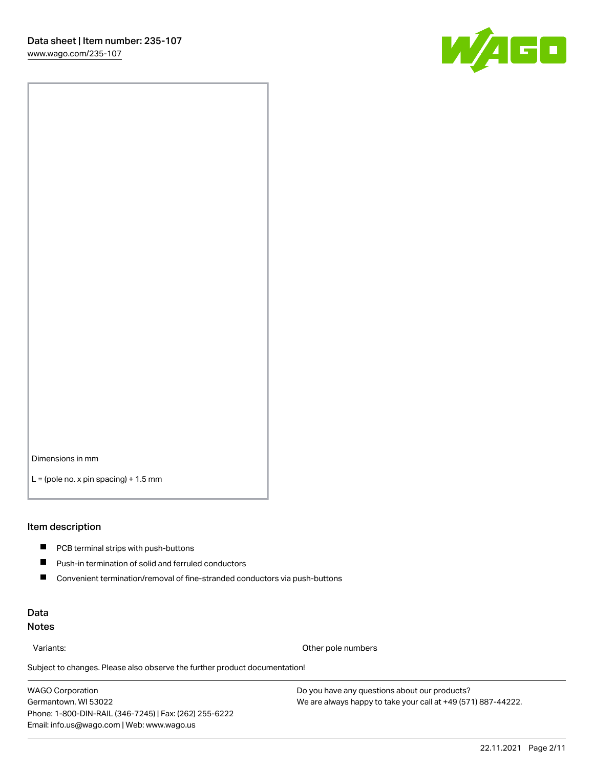Dimensions in mm

L = (pole no. x pin spacing) + 1.5 mm

## Item description

- PCB terminal strips with push-buttons
- Push-in termination of solid and ferruled conductors
- Convenient termination/removal of fine-stranded conductors via push-buttons

## Data

### Notes

| Variants: | Other pole numbers |
| --- | --- |

Subject to changes. Please also observe the further product documentation!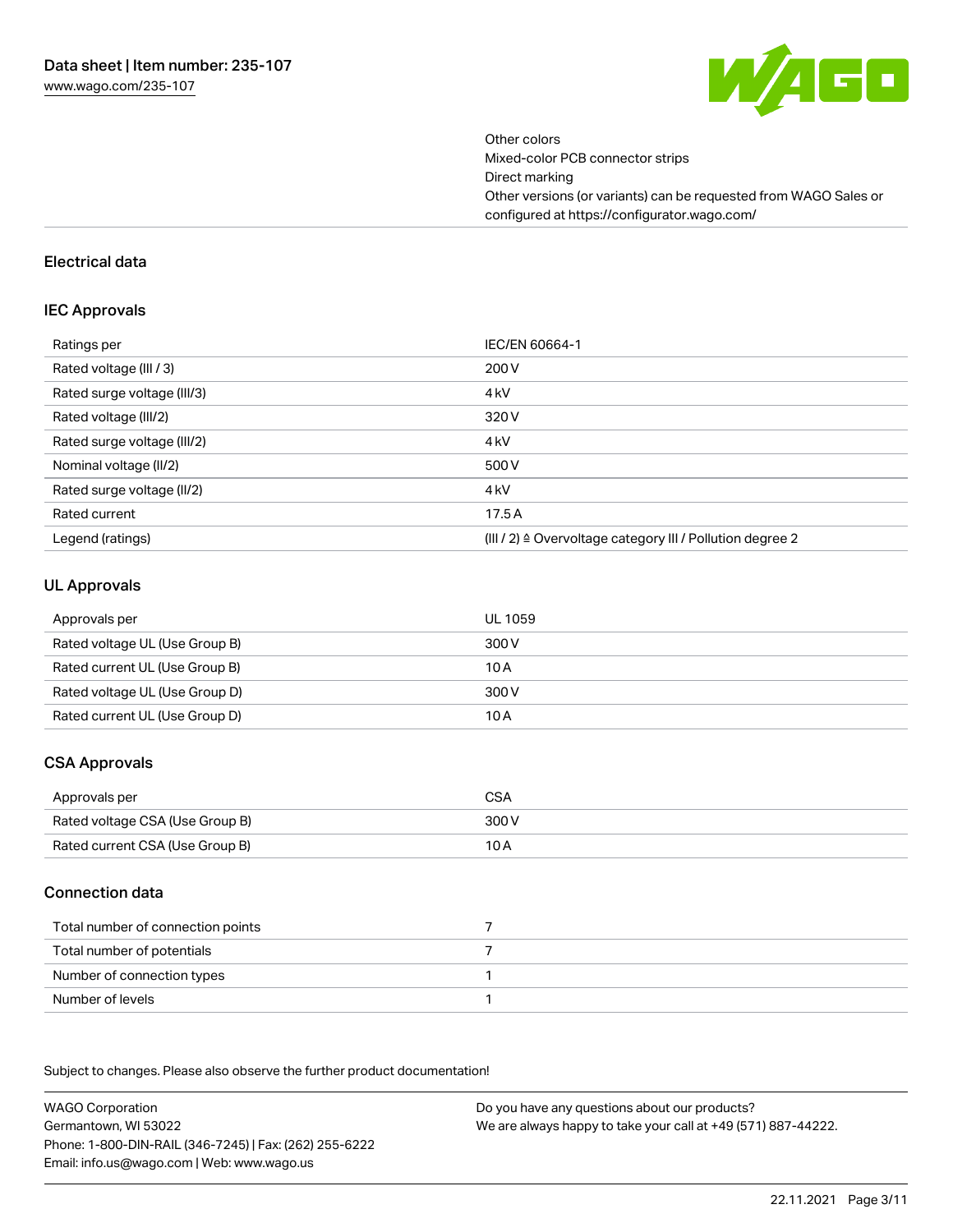Other colors
Mixed-color PCB connector strips
Direct marking
Other versions (or variants) can be requested from WAGO Sales or configured at https://configurator.wago.com/

## Electrical data

### IEC Approvals

| Ratings per | IEC/EN 60664-1 |
|---|---|
| Rated voltage (III / 3) | 200 V |
| Rated surge voltage (III/3) | 4 kV |
| Rated voltage (III/2) | 320 V |
| Rated surge voltage (III/2) | 4 kV |
| Nominal voltage (II/2) | 500 V |
| Rated surge voltage (II/2) | 4 kV |
| Rated current | 17.5 A |
| Legend (ratings) | (III / 2) ≙ Overvoltage category III / Pollution degree 2 |

### UL Approvals

| Approvals per | UL 1059 |
|---|---|
| Rated voltage UL (Use Group B) | 300 V |
| Rated current UL (Use Group B) | 10 A |
| Rated voltage UL (Use Group D) | 300 V |
| Rated current UL (Use Group D) | 10 A |

### CSA Approvals

| Approvals per | CSA |
|---|---|
| Rated voltage CSA (Use Group B) | 300 V |
| Rated current CSA (Use Group B) | 10 A |

### Connection data

| Total number of connection points | 7 |
|---|---|
| Total number of potentials | 7 |
| Number of connection types | 1 |
| Number of levels | 1 |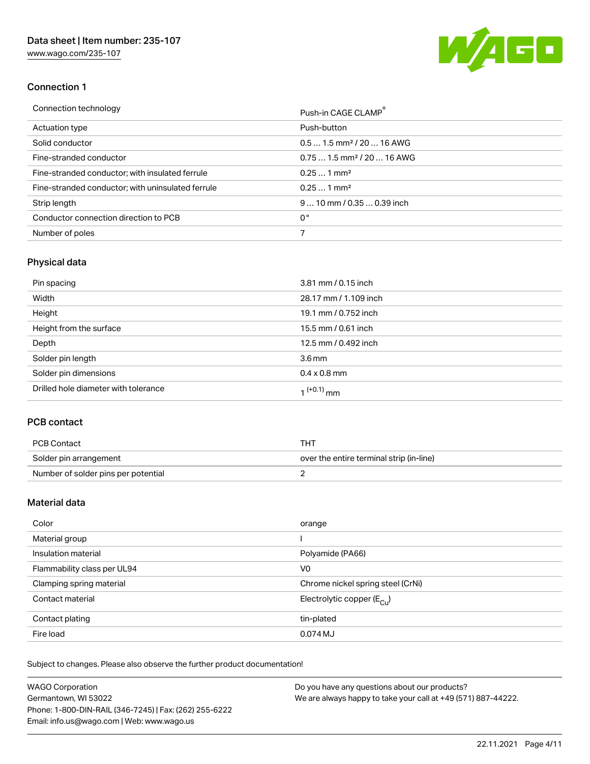## Connection 1

| Connection technology | Push-in CAGE CLAMP® |
| --- | --- |
| Actuation type | Push-button |
| Solid conductor | 0.5 … 1.5 mm² / 20 … 16 AWG |
| Fine-stranded conductor | 0.75 … 1.5 mm² / 20 … 16 AWG |
| Fine-stranded conductor; with insulated ferrule | 0.25 … 1 mm² |
| Fine-stranded conductor; with uninsulated ferrule | 0.25 … 1 mm² |
| Strip length | 9 … 10 mm / 0.35 … 0.39 inch |
| Conductor connection direction to PCB | 0° |
| Number of poles | 7 |

## Physical data

| Pin spacing | 3.81 mm / 0.15 inch |
| --- | --- |
| Width | 28.17 mm / 1.109 inch |
| Height | 19.1 mm / 0.752 inch |
| Height from the surface | 15.5 mm / 0.61 inch |
| Depth | 12.5 mm / 0.492 inch |
| Solder pin length | 3.6 mm |
| Solder pin dimensions | 0.4 x 0.8 mm |
| Drilled hole diameter with tolerance | $1^{(+0.1)}$ mm |

## PCB contact

| PCB Contact | THT |
| --- | --- |
| Solder pin arrangement | over the entire terminal strip (in-line) |
| Number of solder pins per potential | 2 |

## Material data

| Color | orange |
| --- | --- |
| Material group | I |
| Insulation material | Polyamide (PA66) |
| Flammability class per UL94 | V0 |
| Clamping spring material | Chrome nickel spring steel (CrNi) |
| Contact material | Electrolytic copper ($E_{Cu}$) |
| Contact plating | tin-plated |
| Fire load | 0.074 MJ |

Subject to changes. Please also observe the further product documentation!

WAGO Corporation
Germantown, WI 53022
Phone: 1-800-DIN-RAIL (346-7245) | Fax: (262) 255-6222
Email: info.us@wago.com | Web: www.wago.us

Do you have any questions about our products?
We are always happy to take your call at +49 (571) 887-44222.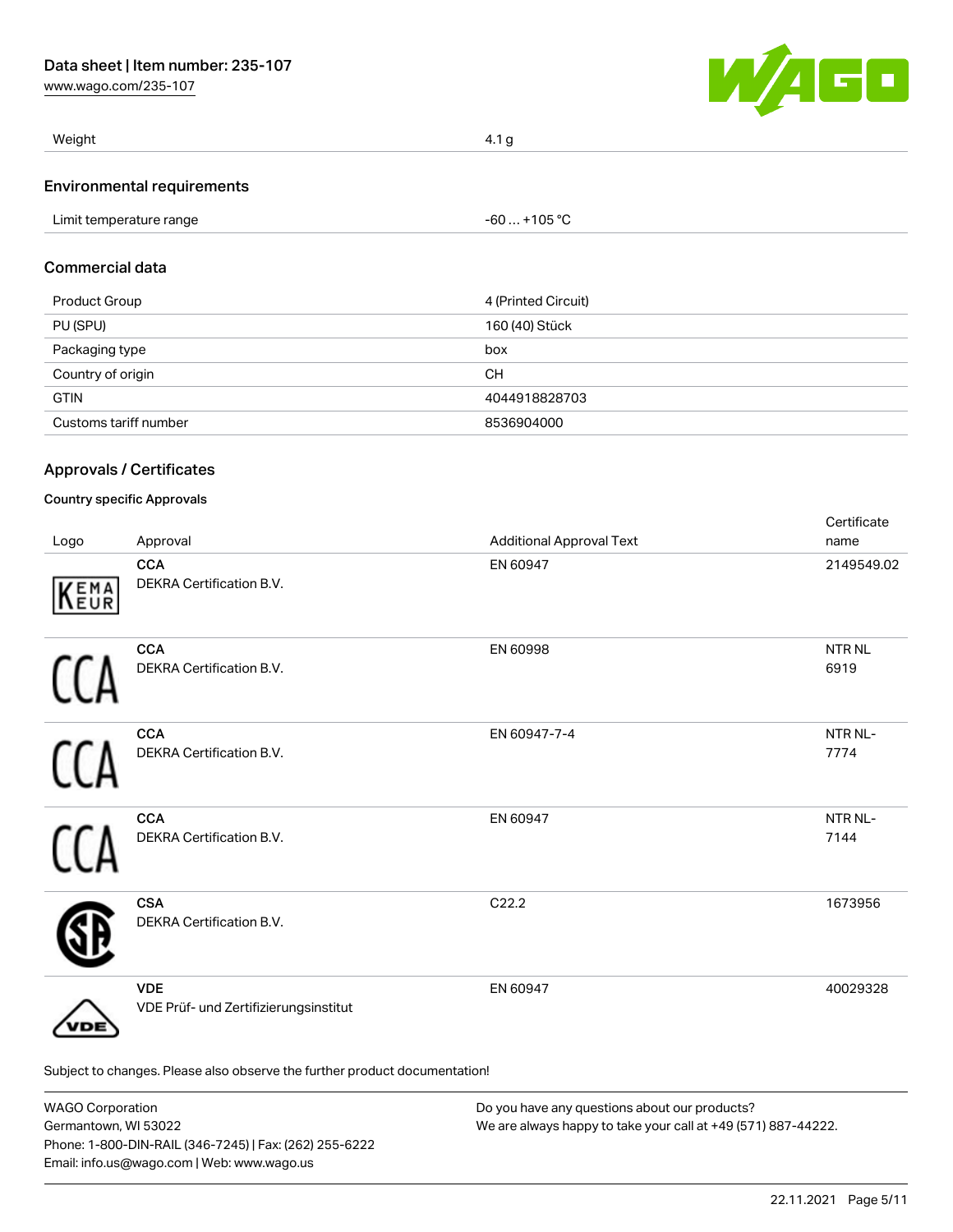| Weight | 4.1 g |
| --- | --- |

## Environmental requirements

| Limit temperature range | -60 … +105 °C |
| --- | --- |

## Commercial data

| Product Group | 4 (Printed Circuit) |
| --- | --- |
| PU (SPU) | 160 (40) Stück |
| Packaging type | box |
| Country of origin | CH |
| GTIN | 4044918828703 |
| Customs tariff number | 8536904000 |

## Approvals / Certificates

### Country specific Approvals

| Logo | Approval | Additional Approval Text | Certificate name |
| --- | --- | --- | --- |
| | **CCA** DEKRA Certification B.V. | EN 60947 | 2149549.02 |
| | **CCA** DEKRA Certification B.V. | EN 60998 | NTR NL 6919 |
| | **CCA** DEKRA Certification B.V. | EN 60947-7-4 | NTR NL-7774 |
| | **CCA** DEKRA Certification B.V. | EN 60947 | NTR NL-7144 |
| | **CSA** DEKRA Certification B.V. | C22.2 | 1673956 |
| | **VDE** VDE Prüf- und Zertifizierungsinstitut | EN 60947 | 40029328 |

Subject to changes. Please also observe the further product documentation!

WAGO Corporation
Germantown, WI 53022
Phone: 1-800-DIN-RAIL (346-7245) | Fax: (262) 255-6222
Email: info.us@wago.com | Web: www.wago.us

Do you have any questions about our products?
We are always happy to take your call at +49 (571) 887-44222.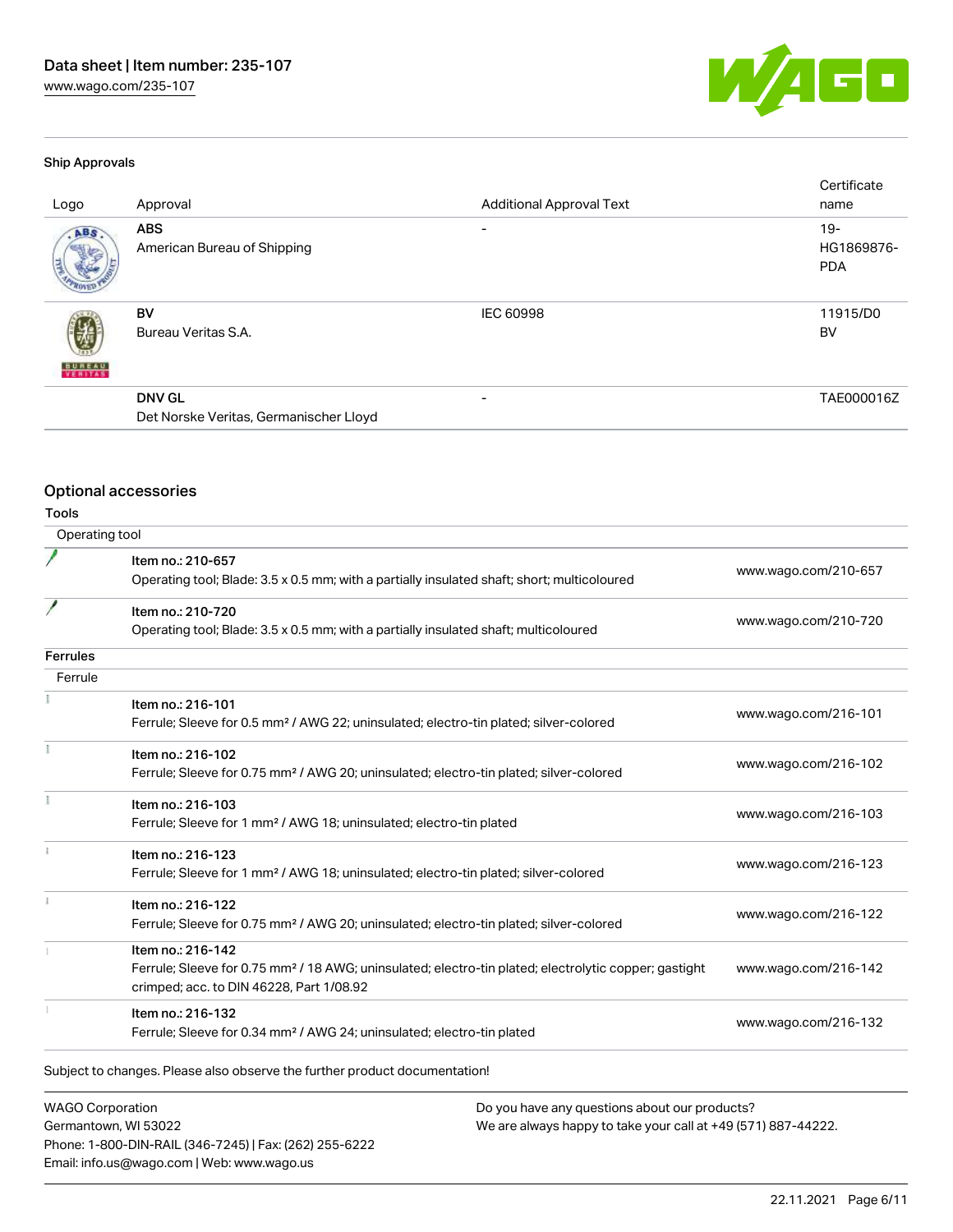### Ship Approvals

| Logo | Approval | Additional Approval Text | Certificate name |
|---|---|---|---|
| | **ABS** American Bureau of Shipping | - | 19-HG1869876-PDA |
| | **BV** Bureau Veritas S.A. | IEC 60998 | 11915/D0 BV |
| | **DNV GL** Det Norske Veritas, Germanischer Lloyd | - | TAE000016Z |

## Optional accessories

### Tools

Operating tool

| | | |
|---|---|---|
| | Item no.: 210-657<br>Operating tool; Blade: 3.5 x 0.5 mm; with a partially insulated shaft; short; multicoloured | www.wago.com/210-657 |
| | Item no.: 210-720<br>Operating tool; Blade: 3.5 x 0.5 mm; with a partially insulated shaft; multicoloured | www.wago.com/210-720 |

### Ferrules

Ferrule

| | | |
|---|---|---|
| | Item no.: 216-101<br>Ferrule; Sleeve for 0.5 mm² / AWG 22; uninsulated; electro-tin plated; silver-colored | www.wago.com/216-101 |
| | Item no.: 216-102<br>Ferrule; Sleeve for 0.75 mm² / AWG 20; uninsulated; electro-tin plated; silver-colored | www.wago.com/216-102 |
| | Item no.: 216-103<br>Ferrule; Sleeve for 1 mm² / AWG 18; uninsulated; electro-tin plated | www.wago.com/216-103 |
| | Item no.: 216-123<br>Ferrule; Sleeve for 1 mm² / AWG 18; uninsulated; electro-tin plated; silver-colored | www.wago.com/216-123 |
| | Item no.: 216-122<br>Ferrule; Sleeve for 0.75 mm² / AWG 20; uninsulated; electro-tin plated; silver-colored | www.wago.com/216-122 |
| | Item no.: 216-142<br>Ferrule; Sleeve for 0.75 mm² / 18 AWG; uninsulated; electro-tin plated; electrolytic copper; gastight crimped; acc. to DIN 46228, Part 1/08.92 | www.wago.com/216-142 |
| | Item no.: 216-132<br>Ferrule; Sleeve for 0.34 mm² / AWG 24; uninsulated; electro-tin plated | www.wago.com/216-132 |

Subject to changes. Please also observe the further product documentation!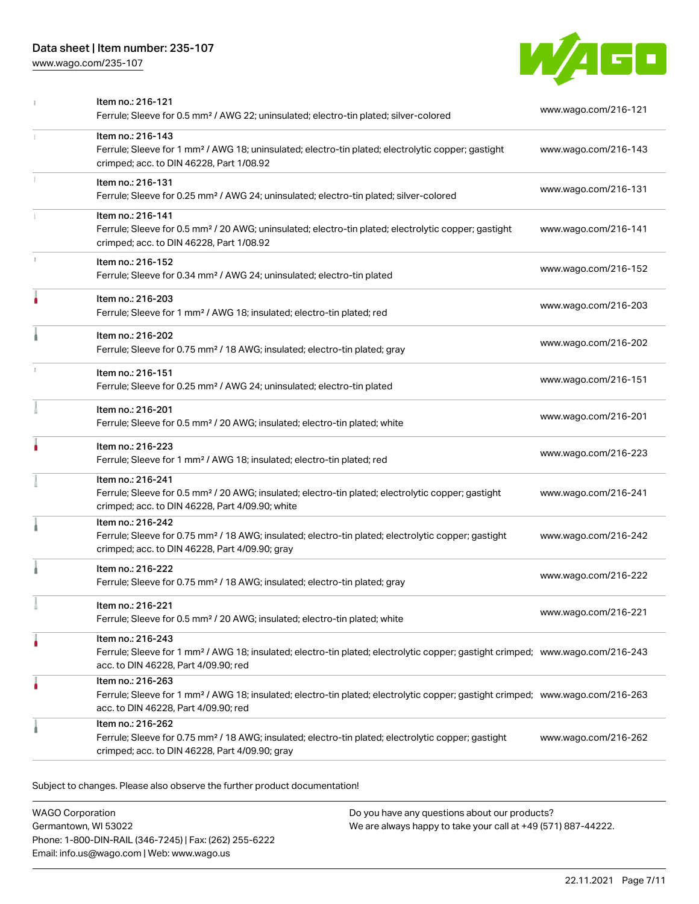| Item | Description | Link |
| --- | --- | --- |
| Item no.: 216-121 | Ferrule; Sleeve for 0.5 mm² / AWG 22; uninsulated; electro-tin plated; silver-colored | www.wago.com/216-121 |
| Item no.: 216-143 | Ferrule; Sleeve for 1 mm² / AWG 18; uninsulated; electro-tin plated; electrolytic copper; gastight crimped; acc. to DIN 46228, Part 1/08.92 | www.wago.com/216-143 |
| Item no.: 216-131 | Ferrule; Sleeve for 0.25 mm² / AWG 24; uninsulated; electro-tin plated; silver-colored | www.wago.com/216-131 |
| Item no.: 216-141 | Ferrule; Sleeve for 0.5 mm² / 20 AWG; uninsulated; electro-tin plated; electrolytic copper; gastight crimped; acc. to DIN 46228, Part 1/08.92 | www.wago.com/216-141 |
| Item no.: 216-152 | Ferrule; Sleeve for 0.34 mm² / AWG 24; uninsulated; electro-tin plated | www.wago.com/216-152 |
| Item no.: 216-203 | Ferrule; Sleeve for 1 mm² / AWG 18; insulated; electro-tin plated; red | www.wago.com/216-203 |
| Item no.: 216-202 | Ferrule; Sleeve for 0.75 mm² / 18 AWG; insulated; electro-tin plated; gray | www.wago.com/216-202 |
| Item no.: 216-151 | Ferrule; Sleeve for 0.25 mm² / AWG 24; uninsulated; electro-tin plated | www.wago.com/216-151 |
| Item no.: 216-201 | Ferrule; Sleeve for 0.5 mm² / 20 AWG; insulated; electro-tin plated; white | www.wago.com/216-201 |
| Item no.: 216-223 | Ferrule; Sleeve for 1 mm² / AWG 18; insulated; electro-tin plated; red | www.wago.com/216-223 |
| Item no.: 216-241 | Ferrule; Sleeve for 0.5 mm² / 20 AWG; insulated; electro-tin plated; electrolytic copper; gastight crimped; acc. to DIN 46228, Part 4/09.90; white | www.wago.com/216-241 |
| Item no.: 216-242 | Ferrule; Sleeve for 0.75 mm² / 18 AWG; insulated; electro-tin plated; electrolytic copper; gastight crimped; acc. to DIN 46228, Part 4/09.90; gray | www.wago.com/216-242 |
| Item no.: 216-222 | Ferrule; Sleeve for 0.75 mm² / 18 AWG; insulated; electro-tin plated; gray | www.wago.com/216-222 |
| Item no.: 216-221 | Ferrule; Sleeve for 0.5 mm² / 20 AWG; insulated; electro-tin plated; white | www.wago.com/216-221 |
| Item no.: 216-243 | Ferrule; Sleeve for 1 mm² / AWG 18; insulated; electro-tin plated; electrolytic copper; gastight crimped; acc. to DIN 46228, Part 4/09.90; red | www.wago.com/216-243 |
| Item no.: 216-263 | Ferrule; Sleeve for 1 mm² / AWG 18; insulated; electro-tin plated; electrolytic copper; gastight crimped; acc. to DIN 46228, Part 4/09.90; red | www.wago.com/216-263 |
| Item no.: 216-262 | Ferrule; Sleeve for 0.75 mm² / 18 AWG; insulated; electro-tin plated; electrolytic copper; gastight crimped; acc. to DIN 46228, Part 4/09.90; gray | www.wago.com/216-262 |

Subject to changes. Please also observe the further product documentation!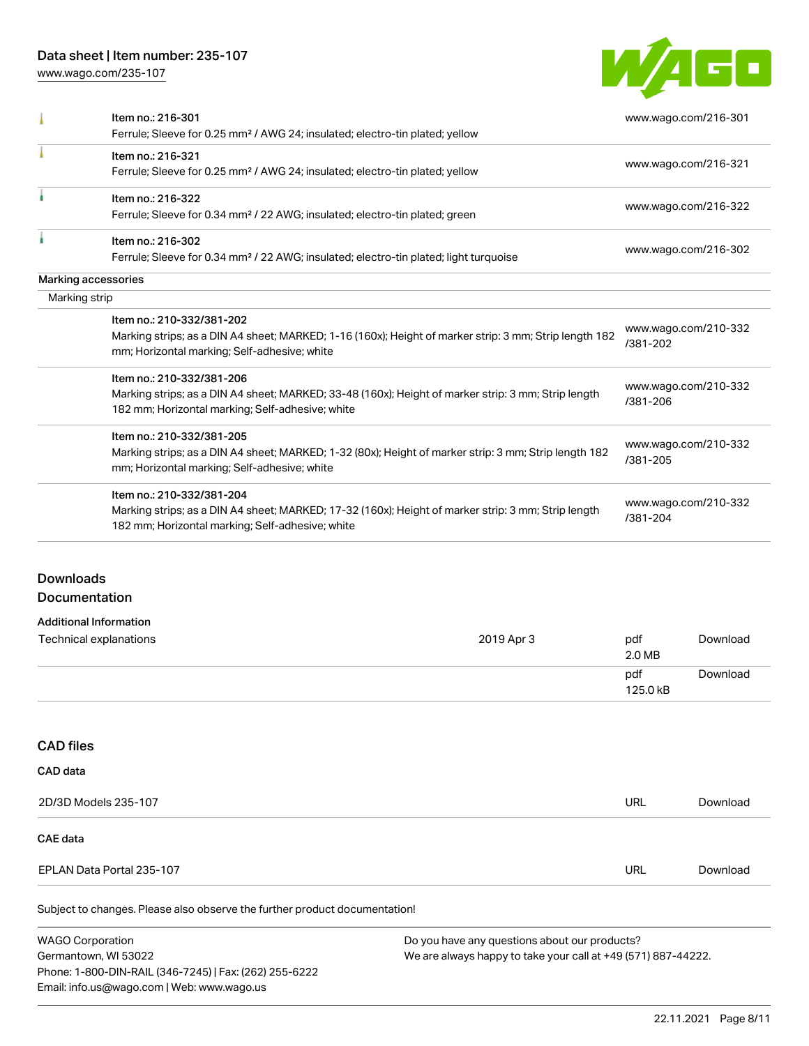| Item | Link |
| --- | --- |
| Item no.: 216-301<br>Ferrule; Sleeve for 0.25 mm² / AWG 24; insulated; electro-tin plated; yellow | www.wago.com/216-301 |
| Item no.: 216-321<br>Ferrule; Sleeve for 0.25 mm² / AWG 24; insulated; electro-tin plated; yellow | www.wago.com/216-321 |
| Item no.: 216-322<br>Ferrule; Sleeve for 0.34 mm² / 22 AWG; insulated; electro-tin plated; green | www.wago.com/216-322 |
| Item no.: 216-302<br>Ferrule; Sleeve for 0.34 mm² / 22 AWG; insulated; electro-tin plated; light turquoise | www.wago.com/216-302 |

**Marking accessories**

Marking strip

| Item | Link |
| --- | --- |
| Item no.: 210-332/381-202<br>Marking strips; as a DIN A4 sheet; MARKED; 1-16 (160x); Height of marker strip: 3 mm; Strip length 182 mm; Horizontal marking; Self-adhesive; white | www.wago.com/210-332/381-202 |
| Item no.: 210-332/381-206<br>Marking strips; as a DIN A4 sheet; MARKED; 33-48 (160x); Height of marker strip: 3 mm; Strip length 182 mm; Horizontal marking; Self-adhesive; white | www.wago.com/210-332/381-206 |
| Item no.: 210-332/381-205<br>Marking strips; as a DIN A4 sheet; MARKED; 1-32 (80x); Height of marker strip: 3 mm; Strip length 182 mm; Horizontal marking; Self-adhesive; white | www.wago.com/210-332/381-205 |
| Item no.: 210-332/381-204<br>Marking strips; as a DIN A4 sheet; MARKED; 17-32 (160x); Height of marker strip: 3 mm; Strip length 182 mm; Horizontal marking; Self-adhesive; white | www.wago.com/210-332/381-204 |

## Downloads

### Documentation

**Additional Information**

| | | | |
| --- | --- | --- | --- |
| Technical explanations | 2019 Apr 3 | pdf<br>2.0 MB | Download |
| | | pdf<br>125.0 kB | Download |

## CAD files

**CAD data**

| | | |
| --- | --- | --- |
| 2D/3D Models 235-107 | URL | Download |

**CAE data**

| | | |
| --- | --- | --- |
| EPLAN Data Portal 235-107 | URL | Download |

Subject to changes. Please also observe the further product documentation!

WAGO Corporation
Germantown, WI 53022
Phone: 1-800-DIN-RAIL (346-7245) | Fax: (262) 255-6222
Email: info.us@wago.com | Web: www.wago.us

Do you have any questions about our products?
We are always happy to take your call at +49 (571) 887-44222.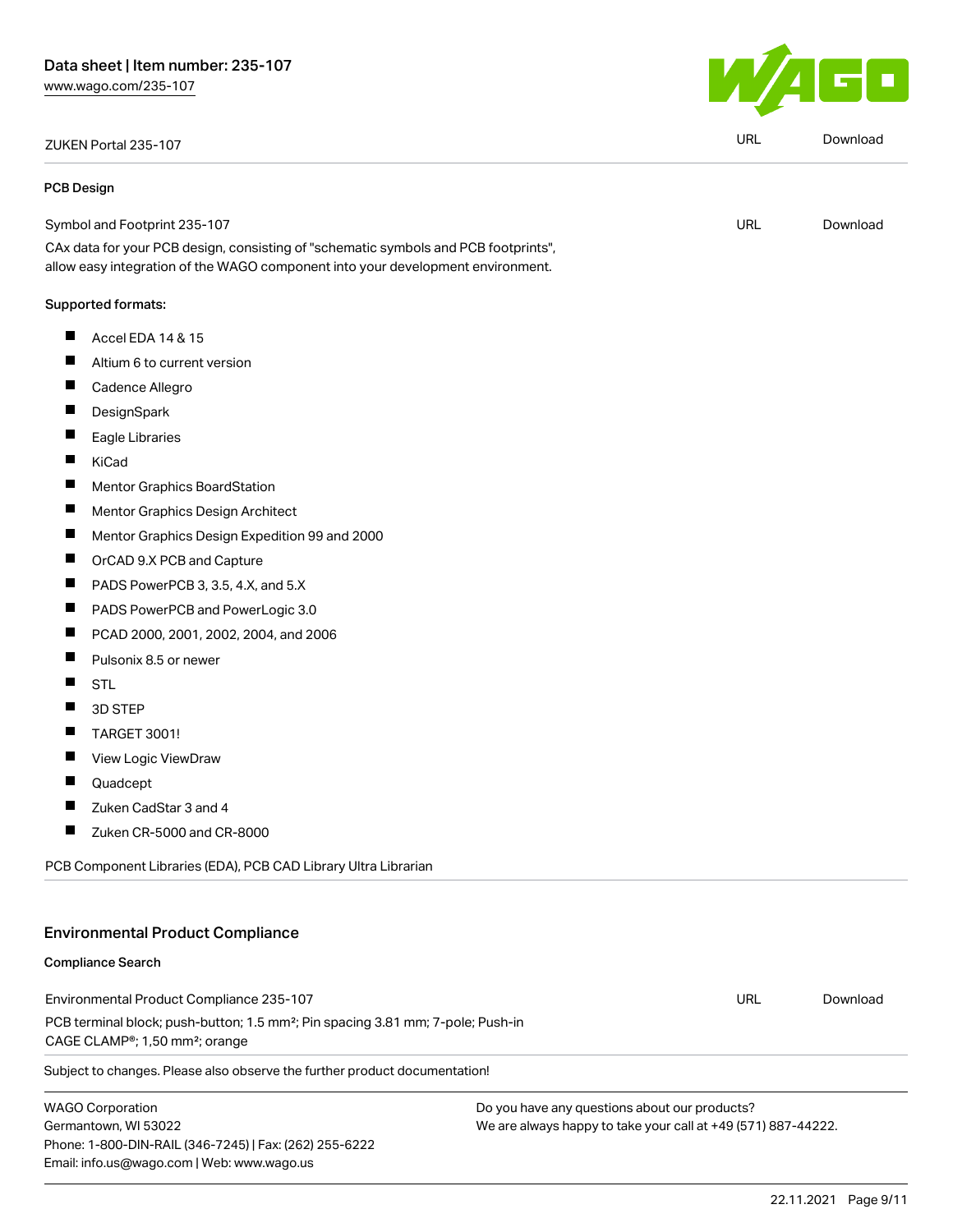| ZUKEN Portal 235-107 | URL | Download |
| --- | --- | --- |

### PCB Design

| Symbol and Footprint 235-107 | URL | Download |
| --- | --- | --- |

CAx data for your PCB design, consisting of "schematic symbols and PCB footprints", allow easy integration of the WAGO component into your development environment.

**Supported formats:**

- Accel EDA 14 & 15
- Altium 6 to current version
- Cadence Allegro
- DesignSpark
- Eagle Libraries
- KiCad
- Mentor Graphics BoardStation
- Mentor Graphics Design Architect
- Mentor Graphics Design Expedition 99 and 2000
- OrCAD 9.X PCB and Capture
- PADS PowerPCB 3, 3.5, 4.X, and 5.X
- PADS PowerPCB and PowerLogic 3.0
- PCAD 2000, 2001, 2002, 2004, and 2006
- Pulsonix 8.5 or newer
- STL
- 3D STEP
- TARGET 3001!
- View Logic ViewDraw
- Quadcept
- Zuken CadStar 3 and 4
- Zuken CR-5000 and CR-8000

PCB Component Libraries (EDA), PCB CAD Library Ultra Librarian

## Environmental Product Compliance

### Compliance Search

| Environmental Product Compliance 235-107 | URL | Download |
| --- | --- | --- |

PCB terminal block; push-button; 1.5 mm²; Pin spacing 3.81 mm; 7-pole; Push-in CAGE CLAMP®; 1,50 mm²; orange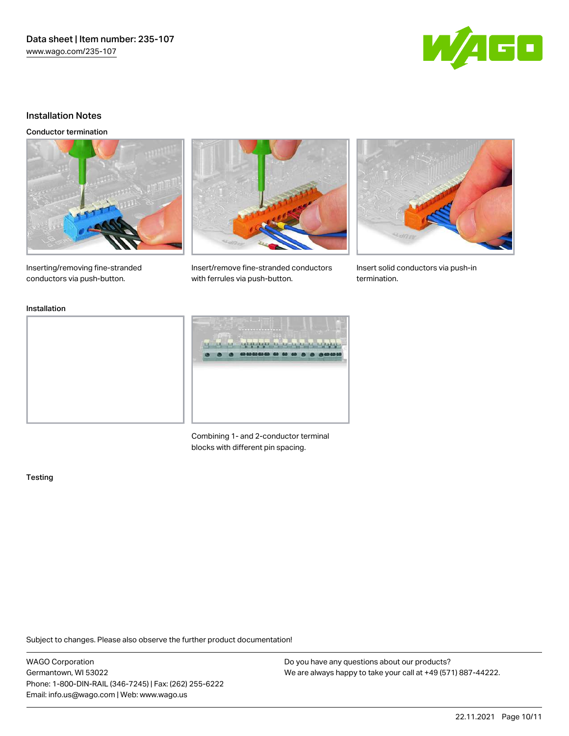## Installation Notes

### Conductor termination

Inserting/removing fine-stranded conductors via push-button.

Insert/remove fine-stranded conductors with ferrules via push-button.

Insert solid conductors via push-in termination.

### Installation

Combining 1- and 2-conductor terminal blocks with different pin spacing.

### Testing

Subject to changes. Please also observe the further product documentation!

WAGO Corporation
Germantown, WI 53022
Phone: 1-800-DIN-RAIL (346-7245) | Fax: (262) 255-6222
Email: info.us@wago.com | Web: www.wago.us

Do you have any questions about our products?
We are always happy to take your call at +49 (571) 887-44222.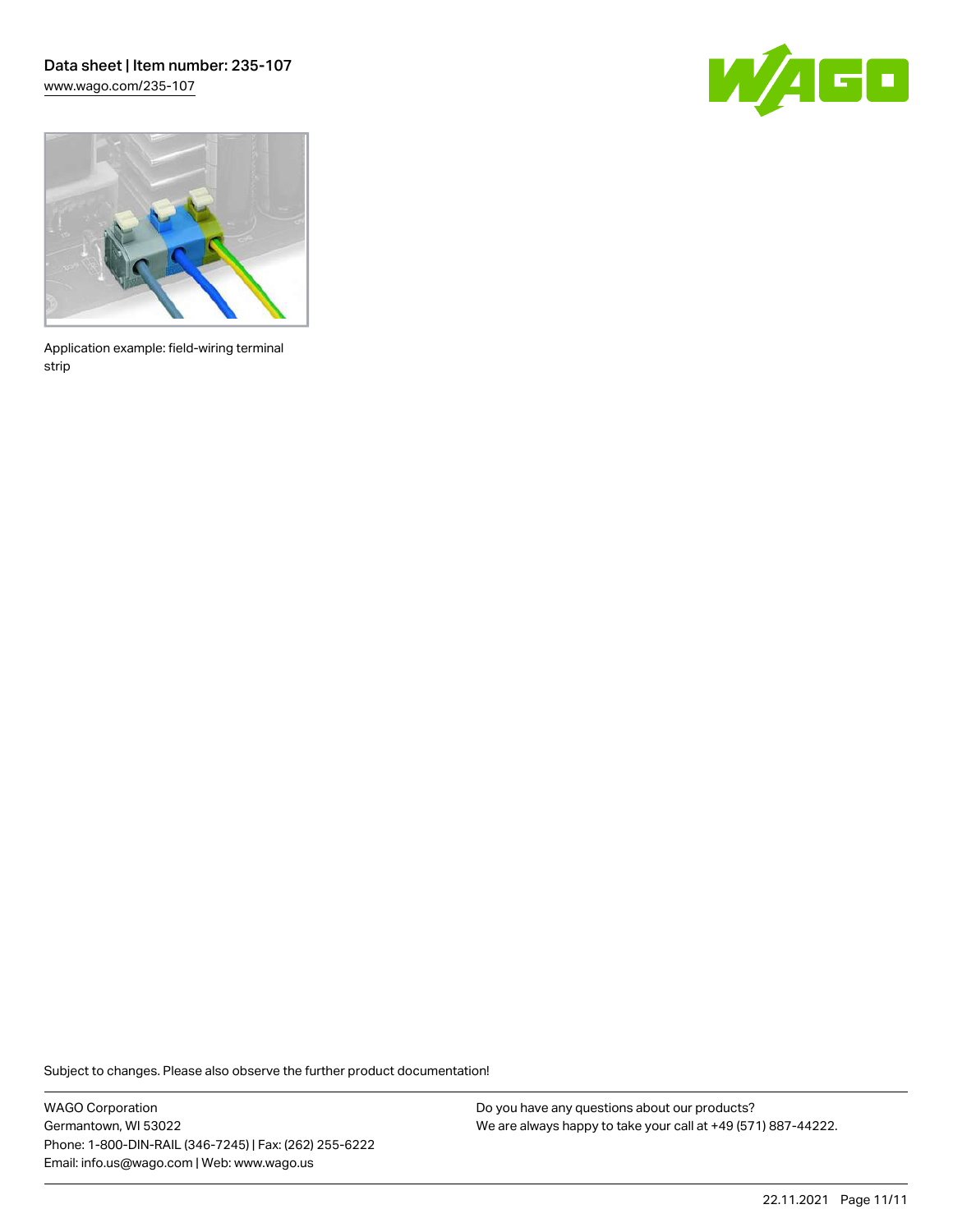Application example: field-wiring terminal strip

Subject to changes. Please also observe the further product documentation!

WAGO Corporation
Germantown, WI 53022
Phone: 1-800-DIN-RAIL (346-7245) | Fax: (262) 255-6222
Email: info.us@wago.com | Web: www.wago.us

Do you have any questions about our products?
We are always happy to take your call at +49 (571) 887-44222.